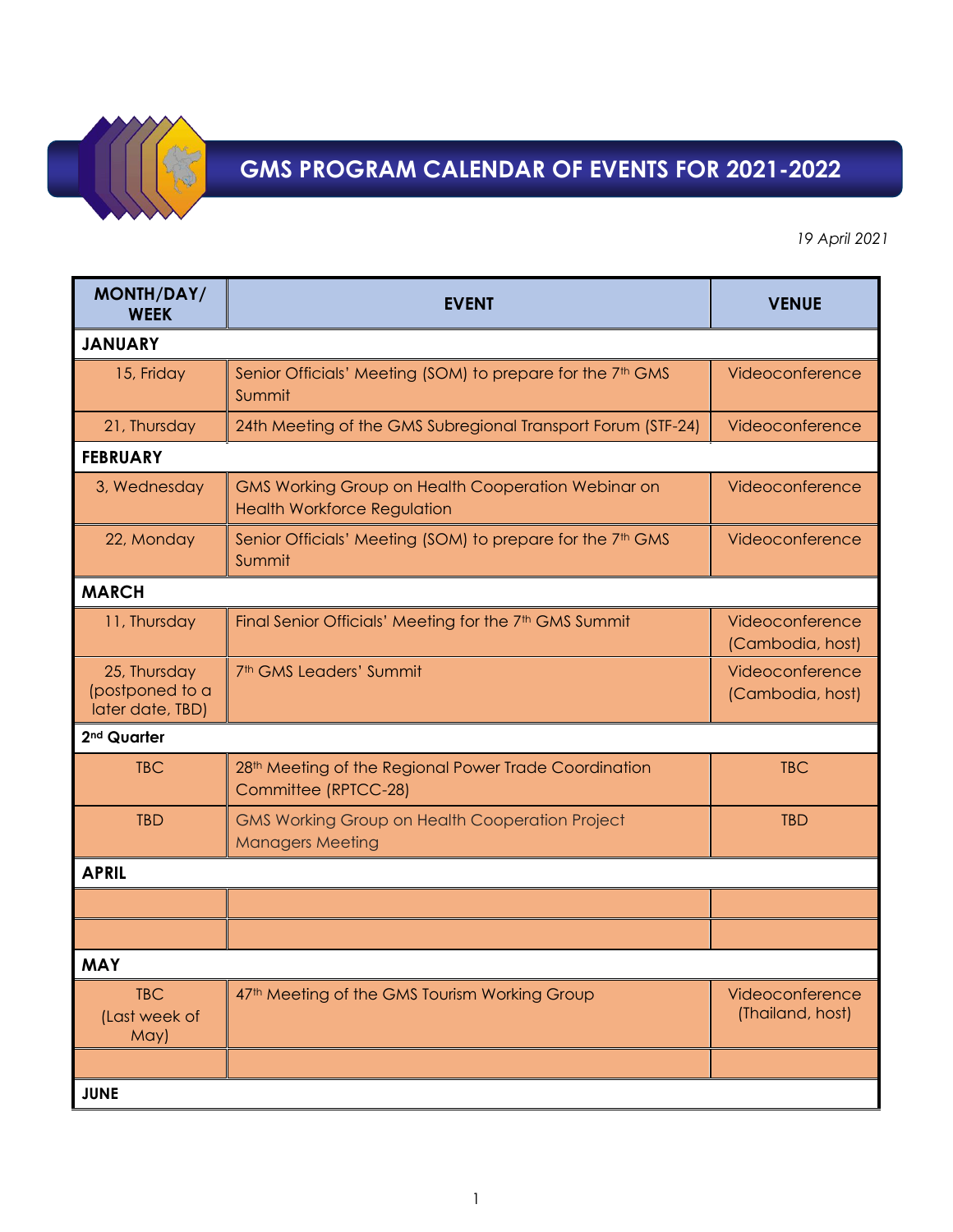# GMS PROGRAM CALENDAR OF EVENTS FOR 2021-2022

*19 April 2021*

| MONTH/DAY/ WEEK | EVENT | VENUE |
|---|---|---|
| **JANUARY** | | |
| 15, Friday | Senior Officials' Meeting (SOM) to prepare for the 7th GMS Summit | Videoconference |
| 21, Thursday | 24th Meeting of the GMS Subregional Transport Forum (STF-24) | Videoconference |
| **FEBRUARY** | | |
| 3, Wednesday | GMS Working Group on Health Cooperation Webinar on Health Workforce Regulation | Videoconference |
| 22, Monday | Senior Officials' Meeting (SOM) to prepare for the 7th GMS Summit | Videoconference |
| **MARCH** | | |
| 11, Thursday | Final Senior Officials' Meeting for the 7th GMS Summit | Videoconference (Cambodia, host) |
| 25, Thursday (postponed to a later date, TBD) | 7th GMS Leaders' Summit | Videoconference (Cambodia, host) |
| **2nd Quarter** | | |
| TBC | 28th Meeting of the Regional Power Trade Coordination Committee (RPTCC-28) | TBC |
| TBD | GMS Working Group on Health Cooperation Project Managers Meeting | TBD |
| **APRIL** | | |
| | | |
| | | |
| **MAY** | | |
| TBC (Last week of May) | 47th Meeting of the GMS Tourism Working Group | Videoconference (Thailand, host) |
| | | |
| **JUNE** | | |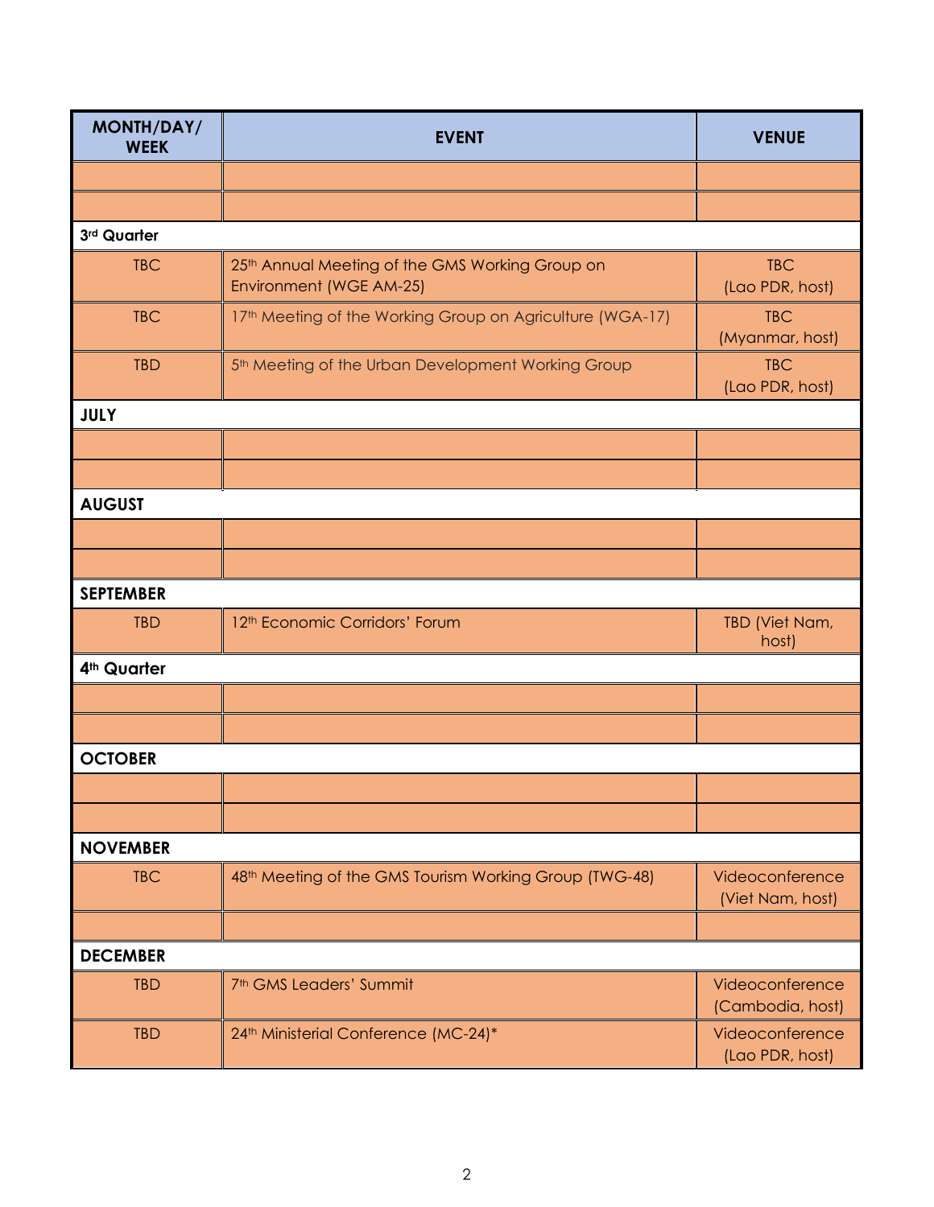| MONTH/DAY/ WEEK | EVENT | VENUE |
| --- | --- | --- |
| | | |
| | | |
| **3rd Quarter** | | |
| TBC | 25th Annual Meeting of the GMS Working Group on Environment (WGE AM-25) | TBC (Lao PDR, host) |
| TBC | 17th Meeting of the Working Group on Agriculture (WGA-17) | TBC (Myanmar, host) |
| TBD | 5th Meeting of the Urban Development Working Group | TBC (Lao PDR, host) |
| **JULY** | | |
| | | |
| | | |
| **AUGUST** | | |
| | | |
| | | |
| **SEPTEMBER** | | |
| TBD | 12th Economic Corridors' Forum | TBD (Viet Nam, host) |
| **4th Quarter** | | |
| | | |
| | | |
| **OCTOBER** | | |
| | | |
| | | |
| **NOVEMBER** | | |
| TBC | 48th Meeting of the GMS Tourism Working Group (TWG-48) | Videoconference (Viet Nam, host) |
| | | |
| **DECEMBER** | | |
| TBD | 7th GMS Leaders' Summit | Videoconference (Cambodia, host) |
| TBD | 24th Ministerial Conference (MC-24)* | Videoconference (Lao PDR, host) |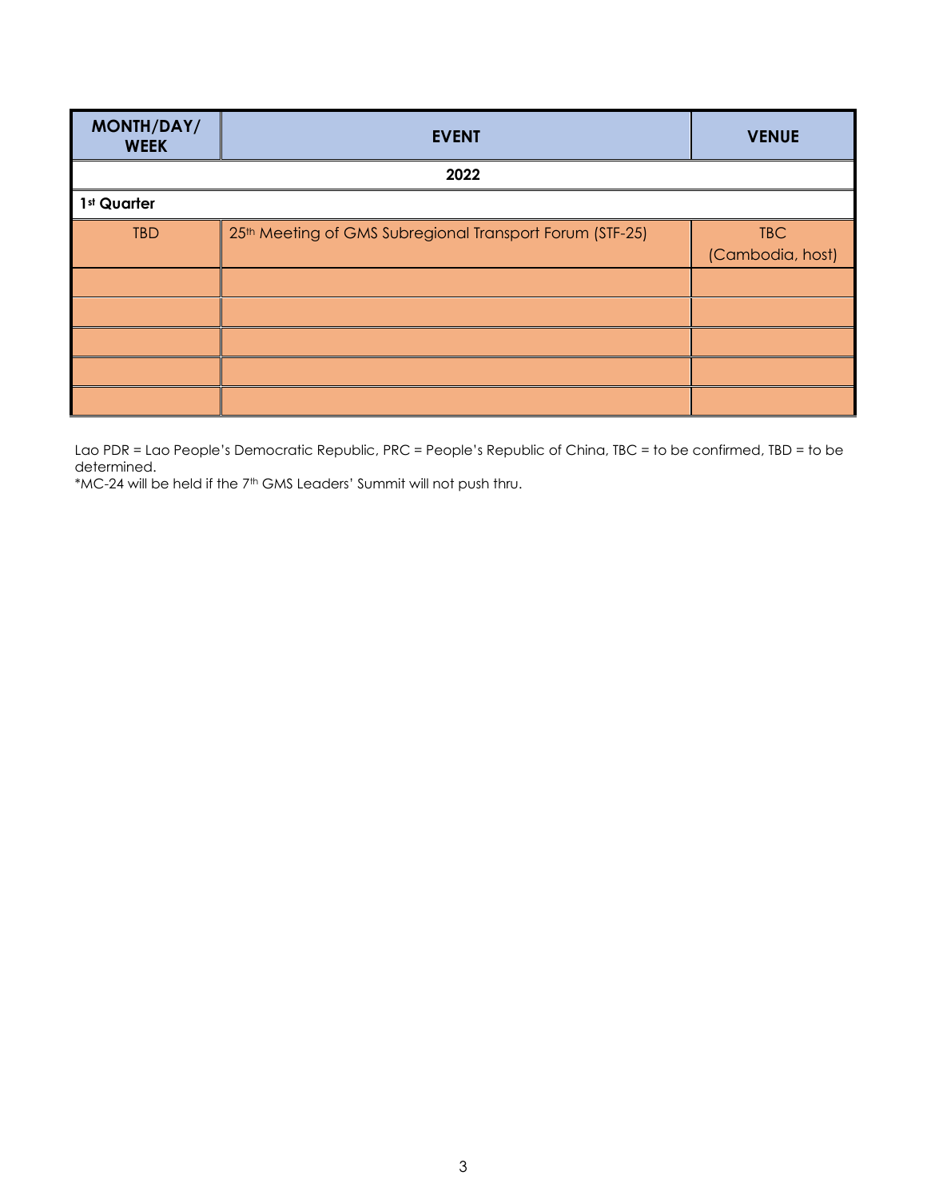| MONTH/DAY/ WEEK | EVENT | VENUE |
|---|---|---|
| 2022 | | |
| 1st Quarter | | |
| TBD | 25th Meeting of GMS Subregional Transport Forum (STF-25) | TBC (Cambodia, host) |
| | | |
| | | |
| | | |
| | | |
| | | |

Lao PDR = Lao People's Democratic Republic, PRC = People's Republic of China, TBC = to be confirmed, TBD = to be determined.

*MC-24 will be held if the 7th GMS Leaders' Summit will not push thru.